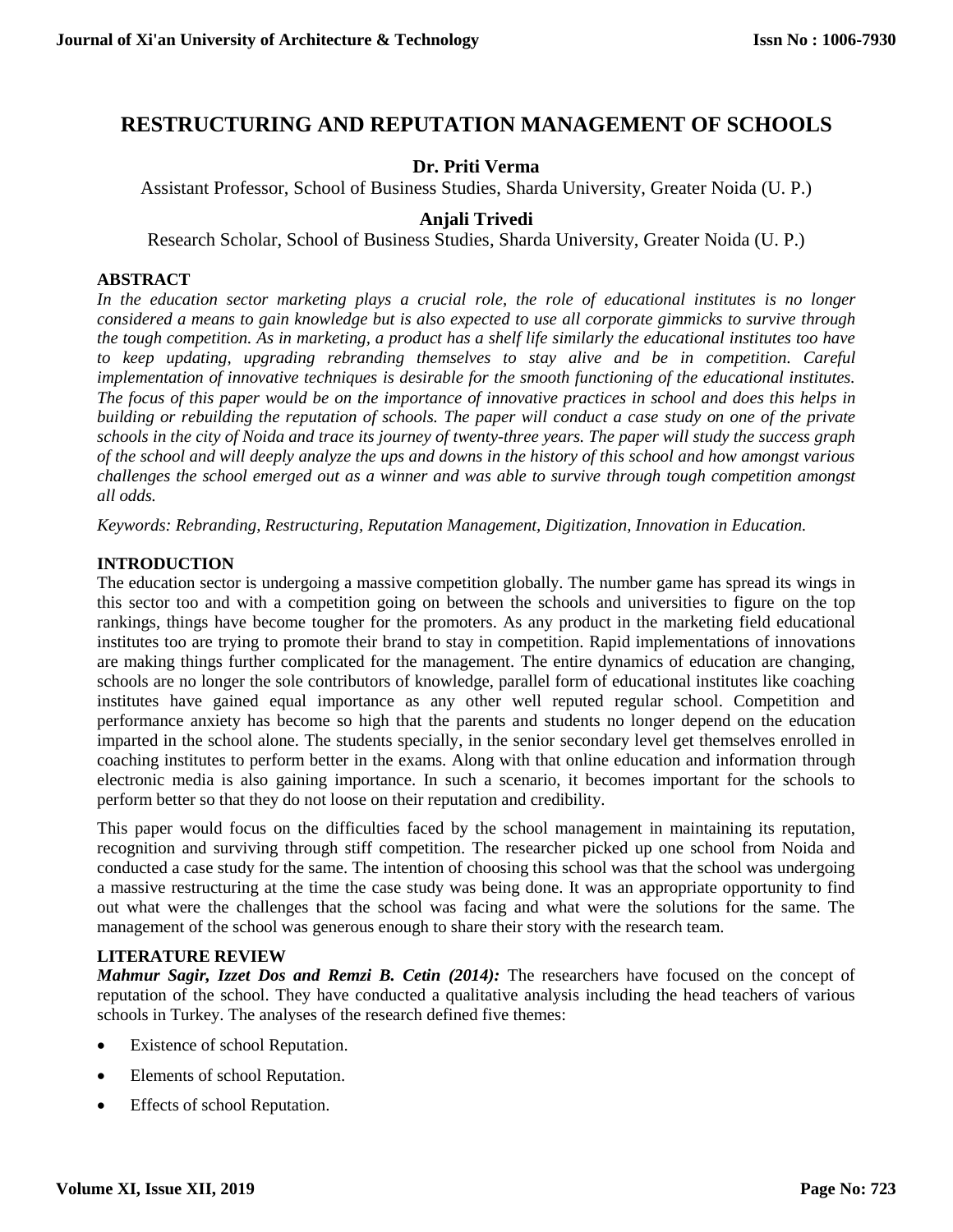# RESTRUCTURING AND REPUTATION MANAGEMENT OF SCHOOLS

**Dr. Priti Verma**

Assistant Professor, School of Business Studies, Sharda University, Greater Noida (U. P.)

**Anjali Trivedi**

Research Scholar, School of Business Studies, Sharda University, Greater Noida (U. P.)

## ABSTRACT

*In the education sector marketing plays a crucial role, the role of educational institutes is no longer considered a means to gain knowledge but is also expected to use all corporate gimmicks to survive through the tough competition. As in marketing, a product has a shelf life similarly the educational institutes too have to keep updating, upgrading rebranding themselves to stay alive and be in competition. Careful implementation of innovative techniques is desirable for the smooth functioning of the educational institutes. The focus of this paper would be on the importance of innovative practices in school and does this helps in building or rebuilding the reputation of schools. The paper will conduct a case study on one of the private schools in the city of Noida and trace its journey of twenty-three years. The paper will study the success graph of the school and will deeply analyze the ups and downs in the history of this school and how amongst various challenges the school emerged out as a winner and was able to survive through tough competition amongst all odds.*

*Keywords: Rebranding, Restructuring, Reputation Management, Digitization, Innovation in Education.*

## INTRODUCTION

The education sector is undergoing a massive competition globally. The number game has spread its wings in this sector too and with a competition going on between the schools and universities to figure on the top rankings, things have become tougher for the promoters. As any product in the marketing field educational institutes too are trying to promote their brand to stay in competition. Rapid implementations of innovations are making things further complicated for the management. The entire dynamics of education are changing, schools are no longer the sole contributors of knowledge, parallel form of educational institutes like coaching institutes have gained equal importance as any other well reputed regular school. Competition and performance anxiety has become so high that the parents and students no longer depend on the education imparted in the school alone. The students specially, in the senior secondary level get themselves enrolled in coaching institutes to perform better in the exams. Along with that online education and information through electronic media is also gaining importance. In such a scenario, it becomes important for the schools to perform better so that they do not loose on their reputation and credibility.

This paper would focus on the difficulties faced by the school management in maintaining its reputation, recognition and surviving through stiff competition. The researcher picked up one school from Noida and conducted a case study for the same. The intention of choosing this school was that the school was undergoing a massive restructuring at the time the case study was being done. It was an appropriate opportunity to find out what were the challenges that the school was facing and what were the solutions for the same. The management of the school was generous enough to share their story with the research team.

## LITERATURE REVIEW

***Mahmur Sagir, Izzet Dos and Remzi B. Cetin (2014):*** The researchers have focused on the concept of reputation of the school. They have conducted a qualitative analysis including the head teachers of various schools in Turkey. The analyses of the research defined five themes:

- Existence of school Reputation.
- Elements of school Reputation.
- Effects of school Reputation.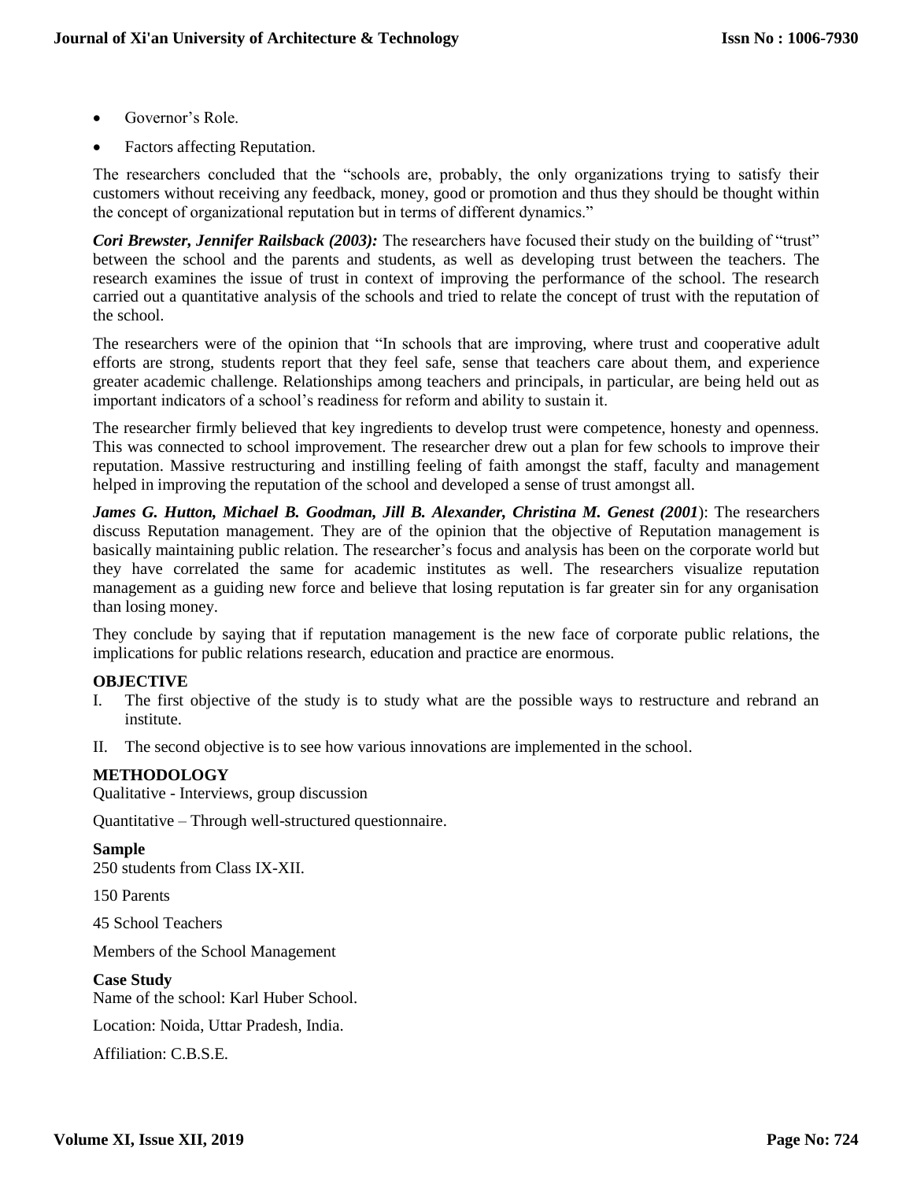- Governor's Role.
- Factors affecting Reputation.

The researchers concluded that the "schools are, probably, the only organizations trying to satisfy their customers without receiving any feedback, money, good or promotion and thus they should be thought within the concept of organizational reputation but in terms of different dynamics."

***Cori Brewster, Jennifer Railsback (2003):*** The researchers have focused their study on the building of "trust" between the school and the parents and students, as well as developing trust between the teachers. The research examines the issue of trust in context of improving the performance of the school. The research carried out a quantitative analysis of the schools and tried to relate the concept of trust with the reputation of the school.

The researchers were of the opinion that "In schools that are improving, where trust and cooperative adult efforts are strong, students report that they feel safe, sense that teachers care about them, and experience greater academic challenge. Relationships among teachers and principals, in particular, are being held out as important indicators of a school's readiness for reform and ability to sustain it.

The researcher firmly believed that key ingredients to develop trust were competence, honesty and openness. This was connected to school improvement. The researcher drew out a plan for few schools to improve their reputation. Massive restructuring and instilling feeling of faith amongst the staff, faculty and management helped in improving the reputation of the school and developed a sense of trust amongst all.

***James G. Hutton, Michael B. Goodman, Jill B. Alexander, Christina M. Genest (2001***): The researchers discuss Reputation management. They are of the opinion that the objective of Reputation management is basically maintaining public relation. The researcher's focus and analysis has been on the corporate world but they have correlated the same for academic institutes as well. The researchers visualize reputation management as a guiding new force and believe that losing reputation is far greater sin for any organisation than losing money.

They conclude by saying that if reputation management is the new face of corporate public relations, the implications for public relations research, education and practice are enormous.

## OBJECTIVE

I. The first objective of the study is to study what are the possible ways to restructure and rebrand an institute.

II. The second objective is to see how various innovations are implemented in the school.

## METHODOLOGY

Qualitative - Interviews, group discussion

Quantitative – Through well-structured questionnaire.

### Sample

250 students from Class IX-XII.

150 Parents

45 School Teachers

Members of the School Management

### Case Study

Name of the school: Karl Huber School.

Location: Noida, Uttar Pradesh, India.

Affiliation: C.B.S.E.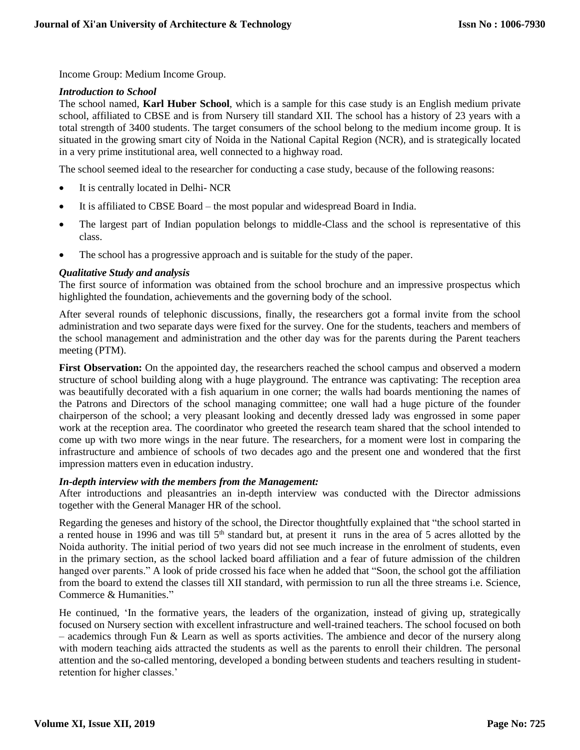Income Group: Medium Income Group.

***Introduction to School***

The school named, **Karl Huber School**, which is a sample for this case study is an English medium private school, affiliated to CBSE and is from Nursery till standard XII. The school has a history of 23 years with a total strength of 3400 students. The target consumers of the school belong to the medium income group. It is situated in the growing smart city of Noida in the National Capital Region (NCR), and is strategically located in a very prime institutional area, well connected to a highway road.

The school seemed ideal to the researcher for conducting a case study, because of the following reasons:

- It is centrally located in Delhi- NCR
- It is affiliated to CBSE Board – the most popular and widespread Board in India.
- The largest part of Indian population belongs to middle-Class and the school is representative of this class.
- The school has a progressive approach and is suitable for the study of the paper.

***Qualitative Study and analysis***

The first source of information was obtained from the school brochure and an impressive prospectus which highlighted the foundation, achievements and the governing body of the school.

After several rounds of telephonic discussions, finally, the researchers got a formal invite from the school administration and two separate days were fixed for the survey. One for the students, teachers and members of the school management and administration and the other day was for the parents during the Parent teachers meeting (PTM).

**First Observation:** On the appointed day, the researchers reached the school campus and observed a modern structure of school building along with a huge playground. The entrance was captivating: The reception area was beautifully decorated with a fish aquarium in one corner; the walls had boards mentioning the names of the Patrons and Directors of the school managing committee; one wall had a huge picture of the founder chairperson of the school; a very pleasant looking and decently dressed lady was engrossed in some paper work at the reception area. The coordinator who greeted the research team shared that the school intended to come up with two more wings in the near future. The researchers, for a moment were lost in comparing the infrastructure and ambience of schools of two decades ago and the present one and wondered that the first impression matters even in education industry.

***In-depth interview with the members from the Management:***

After introductions and pleasantries an in-depth interview was conducted with the Director admissions together with the General Manager HR of the school.

Regarding the geneses and history of the school, the Director thoughtfully explained that "the school started in a rented house in 1996 and was till 5th standard but, at present it runs in the area of 5 acres allotted by the Noida authority. The initial period of two years did not see much increase in the enrolment of students, even in the primary section, as the school lacked board affiliation and a fear of future admission of the children hanged over parents." A look of pride crossed his face when he added that "Soon, the school got the affiliation from the board to extend the classes till XII standard, with permission to run all the three streams i.e. Science, Commerce & Humanities."

He continued, 'In the formative years, the leaders of the organization, instead of giving up, strategically focused on Nursery section with excellent infrastructure and well-trained teachers. The school focused on both – academics through Fun & Learn as well as sports activities. The ambience and decor of the nursery along with modern teaching aids attracted the students as well as the parents to enroll their children. The personal attention and the so-called mentoring, developed a bonding between students and teachers resulting in student-retention for higher classes.'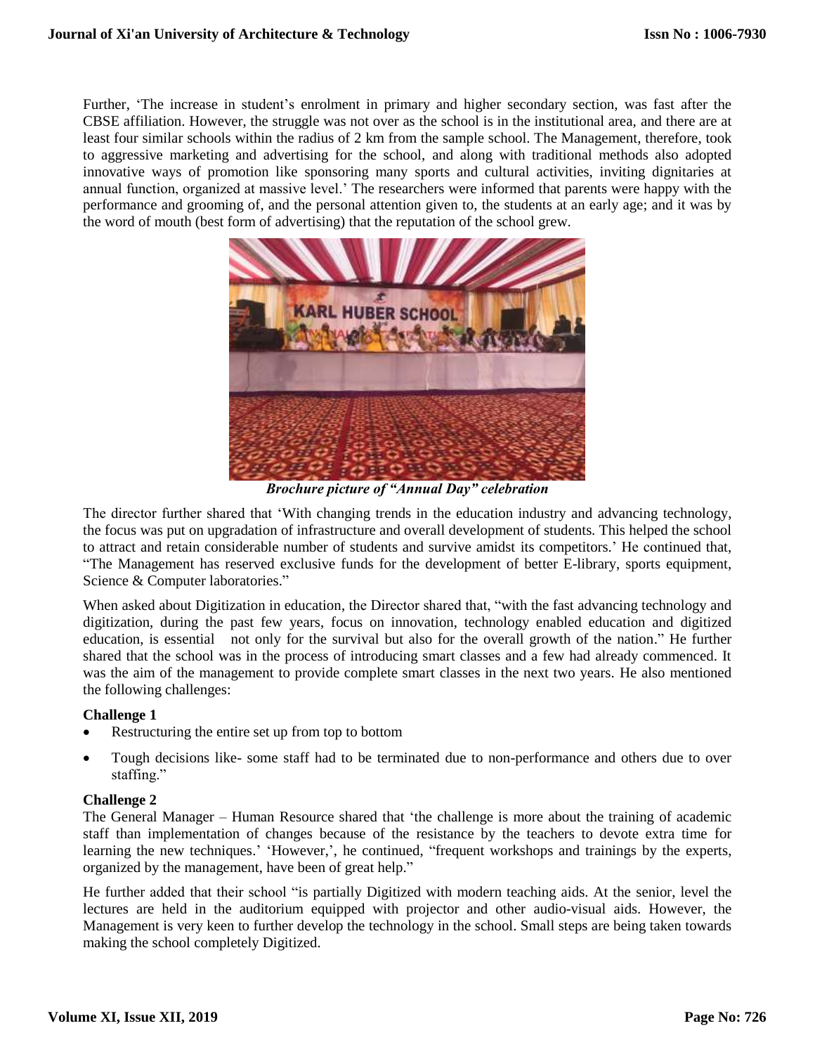Further, 'The increase in student's enrolment in primary and higher secondary section, was fast after the CBSE affiliation. However, the struggle was not over as the school is in the institutional area, and there are at least four similar schools within the radius of 2 km from the sample school. The Management, therefore, took to aggressive marketing and advertising for the school, and along with traditional methods also adopted innovative ways of promotion like sponsoring many sports and cultural activities, inviting dignitaries at annual function, organized at massive level.' The researchers were informed that parents were happy with the performance and grooming of, and the personal attention given to, the students at an early age; and it was by the word of mouth (best form of advertising) that the reputation of the school grew.

***Brochure picture of "Annual Day" celebration***

The director further shared that 'With changing trends in the education industry and advancing technology, the focus was put on upgradation of infrastructure and overall development of students. This helped the school to attract and retain considerable number of students and survive amidst its competitors.' He continued that, "The Management has reserved exclusive funds for the development of better E-library, sports equipment, Science & Computer laboratories."

When asked about Digitization in education, the Director shared that, "with the fast advancing technology and digitization, during the past few years, focus on innovation, technology enabled education and digitized education, is essential not only for the survival but also for the overall growth of the nation." He further shared that the school was in the process of introducing smart classes and a few had already commenced. It was the aim of the management to provide complete smart classes in the next two years. He also mentioned the following challenges:

**Challenge 1**

- Restructuring the entire set up from top to bottom
- Tough decisions like- some staff had to be terminated due to non-performance and others due to over staffing."

**Challenge 2**

The General Manager – Human Resource shared that 'the challenge is more about the training of academic staff than implementation of changes because of the resistance by the teachers to devote extra time for learning the new techniques.' 'However,', he continued, "frequent workshops and trainings by the experts, organized by the management, have been of great help."

He further added that their school "is partially Digitized with modern teaching aids. At the senior, level the lectures are held in the auditorium equipped with projector and other audio-visual aids. However, the Management is very keen to further develop the technology in the school. Small steps are being taken towards making the school completely Digitized.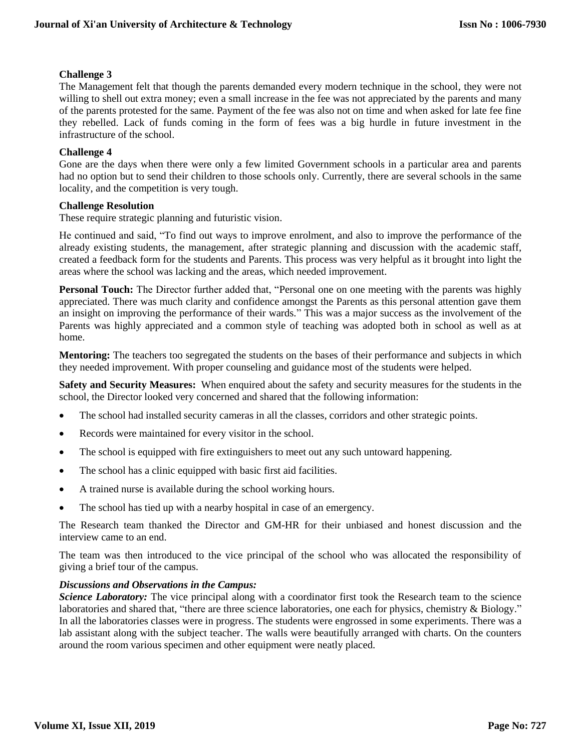**Challenge 3**

The Management felt that though the parents demanded every modern technique in the school, they were not willing to shell out extra money; even a small increase in the fee was not appreciated by the parents and many of the parents protested for the same. Payment of the fee was also not on time and when asked for late fee fine they rebelled. Lack of funds coming in the form of fees was a big hurdle in future investment in the infrastructure of the school.

**Challenge 4**

Gone are the days when there were only a few limited Government schools in a particular area and parents had no option but to send their children to those schools only. Currently, there are several schools in the same locality, and the competition is very tough.

**Challenge Resolution**

These require strategic planning and futuristic vision.

He continued and said, "To find out ways to improve enrolment, and also to improve the performance of the already existing students, the management, after strategic planning and discussion with the academic staff, created a feedback form for the students and Parents. This process was very helpful as it brought into light the areas where the school was lacking and the areas, which needed improvement.

**Personal Touch:** The Director further added that, "Personal one on one meeting with the parents was highly appreciated. There was much clarity and confidence amongst the Parents as this personal attention gave them an insight on improving the performance of their wards." This was a major success as the involvement of the Parents was highly appreciated and a common style of teaching was adopted both in school as well as at home.

**Mentoring:** The teachers too segregated the students on the bases of their performance and subjects in which they needed improvement. With proper counseling and guidance most of the students were helped.

**Safety and Security Measures:** When enquired about the safety and security measures for the students in the school, the Director looked very concerned and shared that the following information:

- The school had installed security cameras in all the classes, corridors and other strategic points.
- Records were maintained for every visitor in the school.
- The school is equipped with fire extinguishers to meet out any such untoward happening.
- The school has a clinic equipped with basic first aid facilities.
- A trained nurse is available during the school working hours.
- The school has tied up with a nearby hospital in case of an emergency.

The Research team thanked the Director and GM-HR for their unbiased and honest discussion and the interview came to an end.

The team was then introduced to the vice principal of the school who was allocated the responsibility of giving a brief tour of the campus.

***Discussions and Observations in the Campus:***

***Science Laboratory:*** The vice principal along with a coordinator first took the Research team to the science laboratories and shared that, "there are three science laboratories, one each for physics, chemistry & Biology." In all the laboratories classes were in progress. The students were engrossed in some experiments. There was a lab assistant along with the subject teacher. The walls were beautifully arranged with charts. On the counters around the room various specimen and other equipment were neatly placed.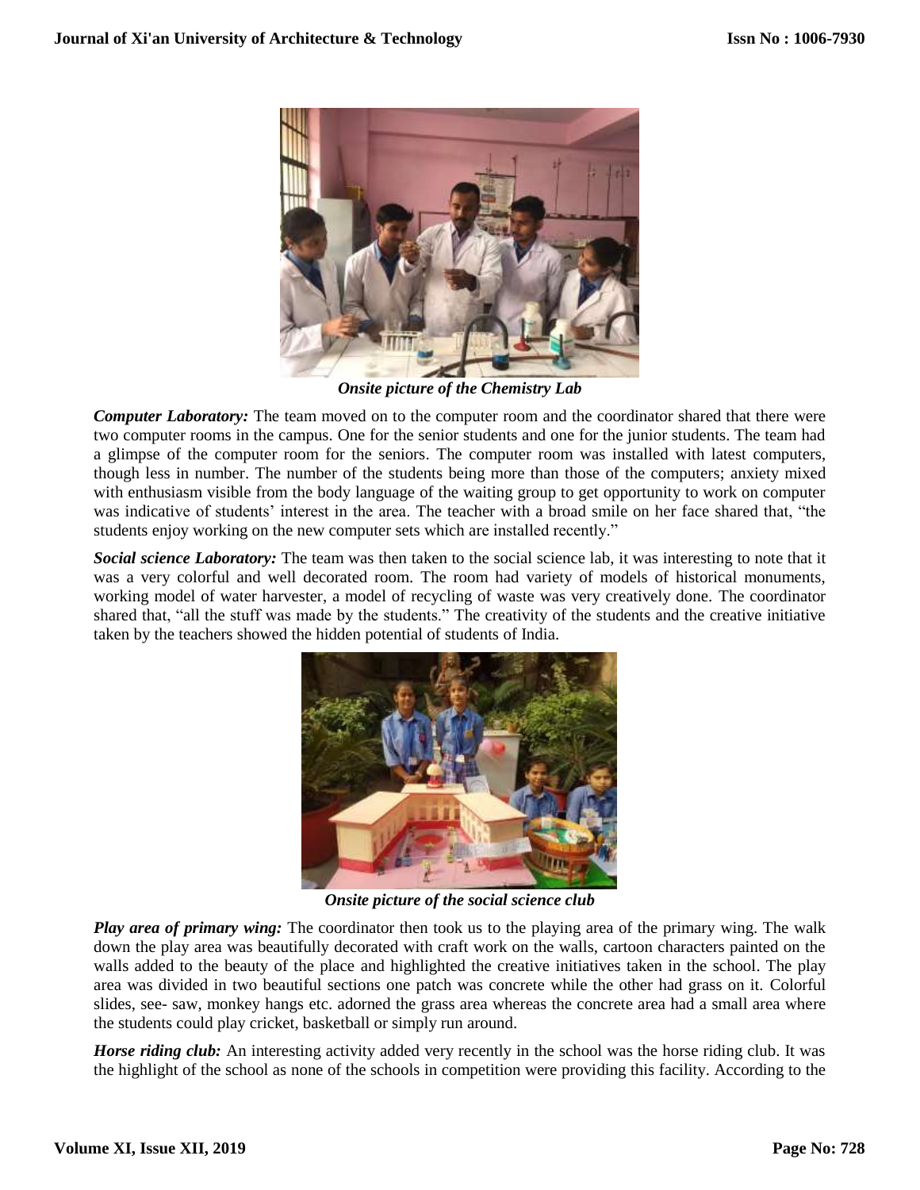*Onsite picture of the Chemistry Lab*

***Computer Laboratory:*** The team moved on to the computer room and the coordinator shared that there were two computer rooms in the campus. One for the senior students and one for the junior students. The team had a glimpse of the computer room for the seniors. The computer room was installed with latest computers, though less in number. The number of the students being more than those of the computers; anxiety mixed with enthusiasm visible from the body language of the waiting group to get opportunity to work on computer was indicative of students' interest in the area. The teacher with a broad smile on her face shared that, "the students enjoy working on the new computer sets which are installed recently."

***Social science Laboratory:*** The team was then taken to the social science lab, it was interesting to note that it was a very colorful and well decorated room. The room had variety of models of historical monuments, working model of water harvester, a model of recycling of waste was very creatively done. The coordinator shared that, "all the stuff was made by the students." The creativity of the students and the creative initiative taken by the teachers showed the hidden potential of students of India.

*Onsite picture of the social science club*

***Play area of primary wing:*** The coordinator then took us to the playing area of the primary wing. The walk down the play area was beautifully decorated with craft work on the walls, cartoon characters painted on the walls added to the beauty of the place and highlighted the creative initiatives taken in the school. The play area was divided in two beautiful sections one patch was concrete while the other had grass on it. Colorful slides, see- saw, monkey hangs etc. adorned the grass area whereas the concrete area had a small area where the students could play cricket, basketball or simply run around.

***Horse riding club:*** An interesting activity added very recently in the school was the horse riding club. It was the highlight of the school as none of the schools in competition were providing this facility. According to the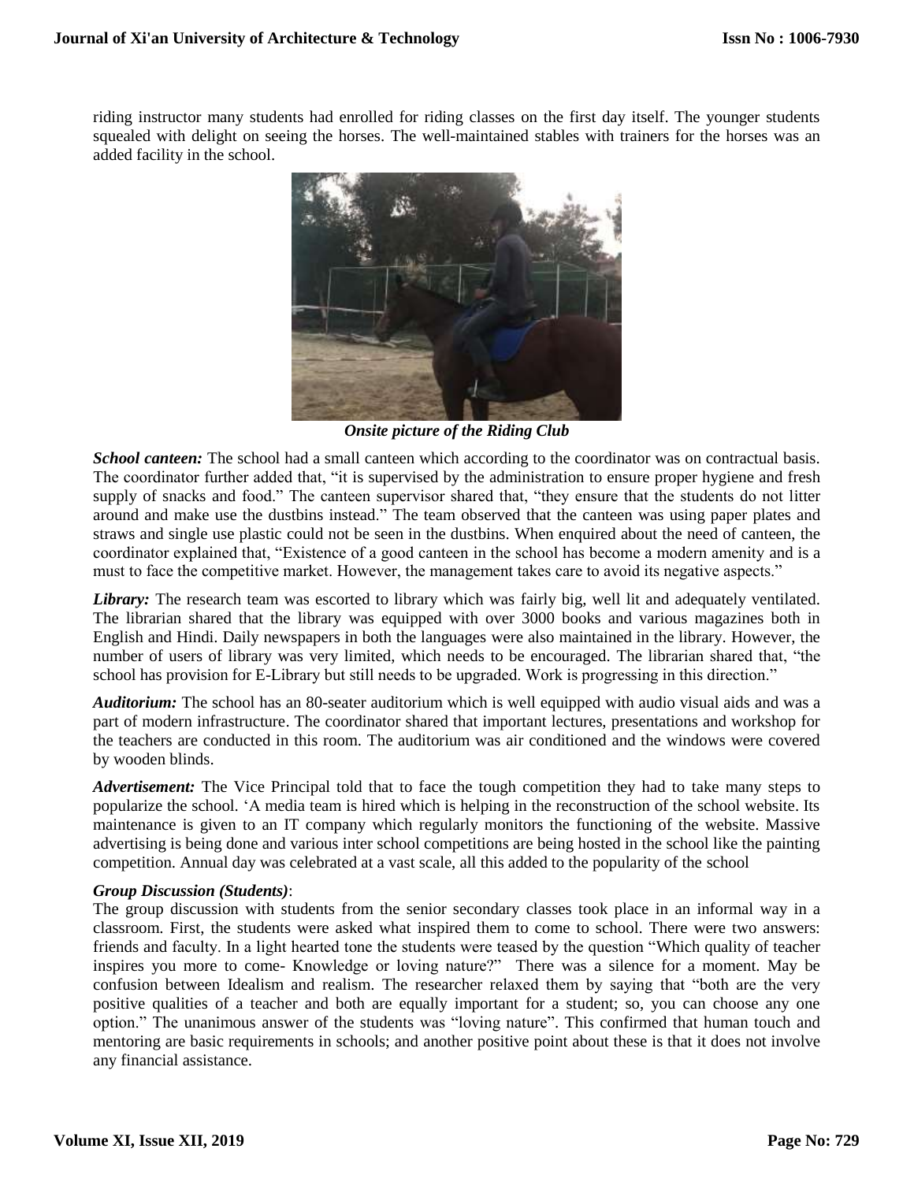riding instructor many students had enrolled for riding classes on the first day itself. The younger students squealed with delight on seeing the horses. The well-maintained stables with trainers for the horses was an added facility in the school.

***Onsite picture of the Riding Club***

***School canteen:*** The school had a small canteen which according to the coordinator was on contractual basis. The coordinator further added that, "it is supervised by the administration to ensure proper hygiene and fresh supply of snacks and food." The canteen supervisor shared that, "they ensure that the students do not litter around and make use the dustbins instead." The team observed that the canteen was using paper plates and straws and single use plastic could not be seen in the dustbins. When enquired about the need of canteen, the coordinator explained that, "Existence of a good canteen in the school has become a modern amenity and is a must to face the competitive market. However, the management takes care to avoid its negative aspects."

***Library:*** The research team was escorted to library which was fairly big, well lit and adequately ventilated. The librarian shared that the library was equipped with over 3000 books and various magazines both in English and Hindi. Daily newspapers in both the languages were also maintained in the library. However, the number of users of library was very limited, which needs to be encouraged. The librarian shared that, "the school has provision for E-Library but still needs to be upgraded. Work is progressing in this direction."

***Auditorium:*** The school has an 80-seater auditorium which is well equipped with audio visual aids and was a part of modern infrastructure. The coordinator shared that important lectures, presentations and workshop for the teachers are conducted in this room. The auditorium was air conditioned and the windows were covered by wooden blinds.

***Advertisement:*** The Vice Principal told that to face the tough competition they had to take many steps to popularize the school. 'A media team is hired which is helping in the reconstruction of the school website. Its maintenance is given to an IT company which regularly monitors the functioning of the website. Massive advertising is being done and various inter school competitions are being hosted in the school like the painting competition. Annual day was celebrated at a vast scale, all this added to the popularity of the school

***Group Discussion (Students)***:

The group discussion with students from the senior secondary classes took place in an informal way in a classroom. First, the students were asked what inspired them to come to school. There were two answers: friends and faculty. In a light hearted tone the students were teased by the question "Which quality of teacher inspires you more to come- Knowledge or loving nature?" There was a silence for a moment. May be confusion between Idealism and realism. The researcher relaxed them by saying that "both are the very positive qualities of a teacher and both are equally important for a student; so, you can choose any one option." The unanimous answer of the students was "loving nature". This confirmed that human touch and mentoring are basic requirements in schools; and another positive point about these is that it does not involve any financial assistance.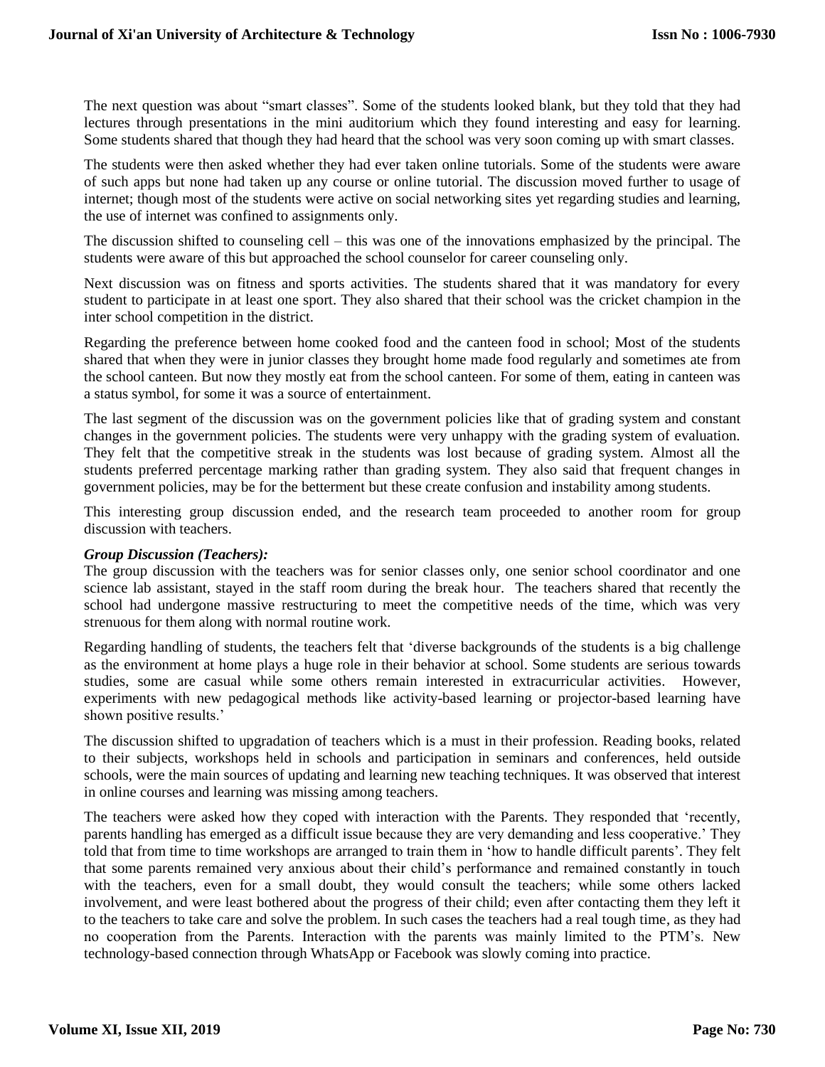The next question was about “smart classes”. Some of the students looked blank, but they told that they had lectures through presentations in the mini auditorium which they found interesting and easy for learning. Some students shared that though they had heard that the school was very soon coming up with smart classes.

The students were then asked whether they had ever taken online tutorials. Some of the students were aware of such apps but none had taken up any course or online tutorial. The discussion moved further to usage of internet; though most of the students were active on social networking sites yet regarding studies and learning, the use of internet was confined to assignments only.

The discussion shifted to counseling cell – this was one of the innovations emphasized by the principal. The students were aware of this but approached the school counselor for career counseling only.

Next discussion was on fitness and sports activities. The students shared that it was mandatory for every student to participate in at least one sport. They also shared that their school was the cricket champion in the inter school competition in the district.

Regarding the preference between home cooked food and the canteen food in school; Most of the students shared that when they were in junior classes they brought home made food regularly and sometimes ate from the school canteen. But now they mostly eat from the school canteen. For some of them, eating in canteen was a status symbol, for some it was a source of entertainment.

The last segment of the discussion was on the government policies like that of grading system and constant changes in the government policies. The students were very unhappy with the grading system of evaluation. They felt that the competitive streak in the students was lost because of grading system. Almost all the students preferred percentage marking rather than grading system. They also said that frequent changes in government policies, may be for the betterment but these create confusion and instability among students.

This interesting group discussion ended, and the research team proceeded to another room for group discussion with teachers.

***Group Discussion (Teachers):***

The group discussion with the teachers was for senior classes only, one senior school coordinator and one science lab assistant, stayed in the staff room during the break hour. The teachers shared that recently the school had undergone massive restructuring to meet the competitive needs of the time, which was very strenuous for them along with normal routine work.

Regarding handling of students, the teachers felt that ‘diverse backgrounds of the students is a big challenge as the environment at home plays a huge role in their behavior at school. Some students are serious towards studies, some are casual while some others remain interested in extracurricular activities. However, experiments with new pedagogical methods like activity-based learning or projector-based learning have shown positive results.’

The discussion shifted to upgradation of teachers which is a must in their profession. Reading books, related to their subjects, workshops held in schools and participation in seminars and conferences, held outside schools, were the main sources of updating and learning new teaching techniques. It was observed that interest in online courses and learning was missing among teachers.

The teachers were asked how they coped with interaction with the Parents. They responded that ‘recently, parents handling has emerged as a difficult issue because they are very demanding and less cooperative.’ They told that from time to time workshops are arranged to train them in ‘how to handle difficult parents’. They felt that some parents remained very anxious about their child’s performance and remained constantly in touch with the teachers, even for a small doubt, they would consult the teachers; while some others lacked involvement, and were least bothered about the progress of their child; even after contacting them they left it to the teachers to take care and solve the problem. In such cases the teachers had a real tough time, as they had no cooperation from the Parents. Interaction with the parents was mainly limited to the PTM’s. New technology-based connection through WhatsApp or Facebook was slowly coming into practice.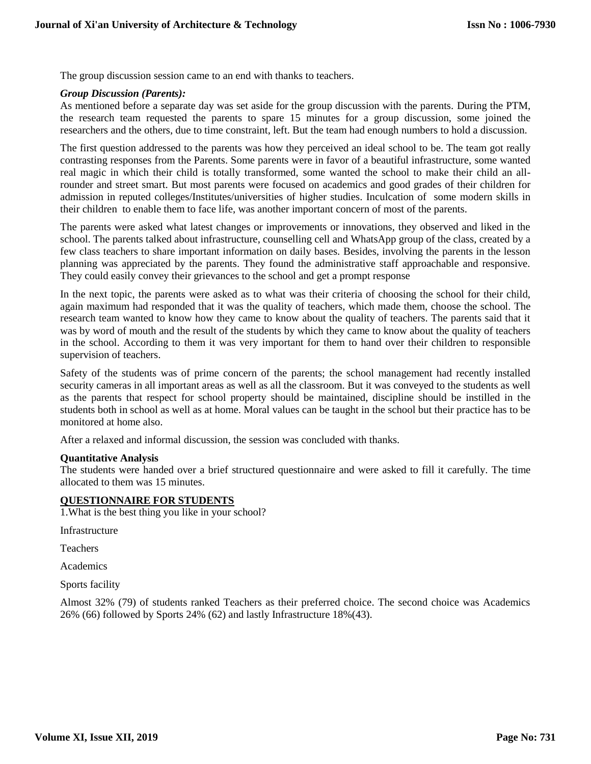The group discussion session came to an end with thanks to teachers.

***Group Discussion (Parents):***

As mentioned before a separate day was set aside for the group discussion with the parents. During the PTM, the research team requested the parents to spare 15 minutes for a group discussion, some joined the researchers and the others, due to time constraint, left. But the team had enough numbers to hold a discussion.

The first question addressed to the parents was how they perceived an ideal school to be. The team got really contrasting responses from the Parents. Some parents were in favor of a beautiful infrastructure, some wanted real magic in which their child is totally transformed, some wanted the school to make their child an all-rounder and street smart. But most parents were focused on academics and good grades of their children for admission in reputed colleges/Institutes/universities of higher studies. Inculcation of some modern skills in their children to enable them to face life, was another important concern of most of the parents.

The parents were asked what latest changes or improvements or innovations, they observed and liked in the school. The parents talked about infrastructure, counselling cell and WhatsApp group of the class, created by a few class teachers to share important information on daily bases. Besides, involving the parents in the lesson planning was appreciated by the parents. They found the administrative staff approachable and responsive. They could easily convey their grievances to the school and get a prompt response

In the next topic, the parents were asked as to what was their criteria of choosing the school for their child, again maximum had responded that it was the quality of teachers, which made them, choose the school. The research team wanted to know how they came to know about the quality of teachers. The parents said that it was by word of mouth and the result of the students by which they came to know about the quality of teachers in the school. According to them it was very important for them to hand over their children to responsible supervision of teachers.

Safety of the students was of prime concern of the parents; the school management had recently installed security cameras in all important areas as well as all the classroom. But it was conveyed to the students as well as the parents that respect for school property should be maintained, discipline should be instilled in the students both in school as well as at home. Moral values can be taught in the school but their practice has to be monitored at home also.

After a relaxed and informal discussion, the session was concluded with thanks.

**Quantitative Analysis**

The students were handed over a brief structured questionnaire and were asked to fill it carefully. The time allocated to them was 15 minutes.

**QUESTIONNAIRE FOR STUDENTS**

1.What is the best thing you like in your school?

Infrastructure

Teachers

Academics

Sports facility

Almost 32% (79) of students ranked Teachers as their preferred choice. The second choice was Academics 26% (66) followed by Sports 24% (62) and lastly Infrastructure 18%(43).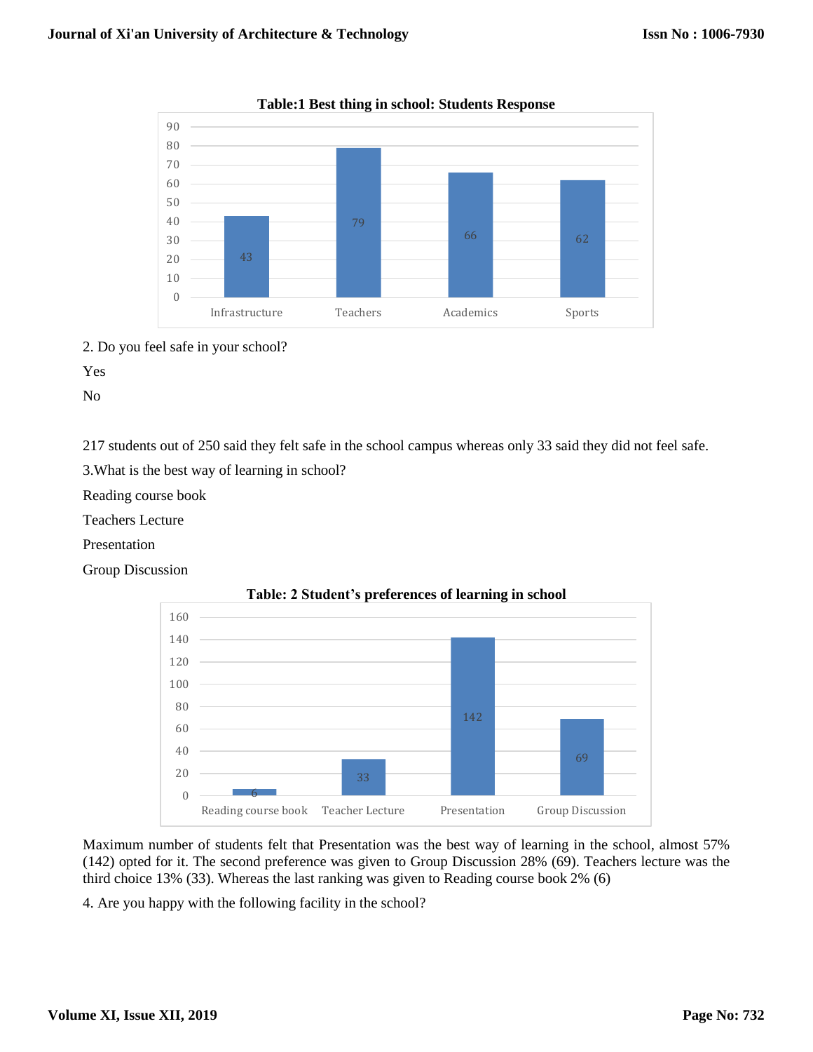**Table:1 Best thing in school: Students Response**

| Infrastructure | Teachers | Academics | Sports |
|---|---|---|---|
| 43 | 79 | 66 | 62 |

2. Do you feel safe in your school?

Yes

No

217 students out of 250 said they felt safe in the school campus whereas only 33 said they did not feel safe.

3.What is the best way of learning in school?

Reading course book

Teachers Lecture

Presentation

Group Discussion

**Table: 2 Student's preferences of learning in school**

| Reading course book | Teacher Lecture | Presentation | Group Discussion |
|---|---|---|---|
| 6 | 33 | 142 | 69 |

Maximum number of students felt that Presentation was the best way of learning in the school, almost 57% (142) opted for it. The second preference was given to Group Discussion 28% (69). Teachers lecture was the third choice 13% (33). Whereas the last ranking was given to Reading course book 2% (6)

4. Are you happy with the following facility in the school?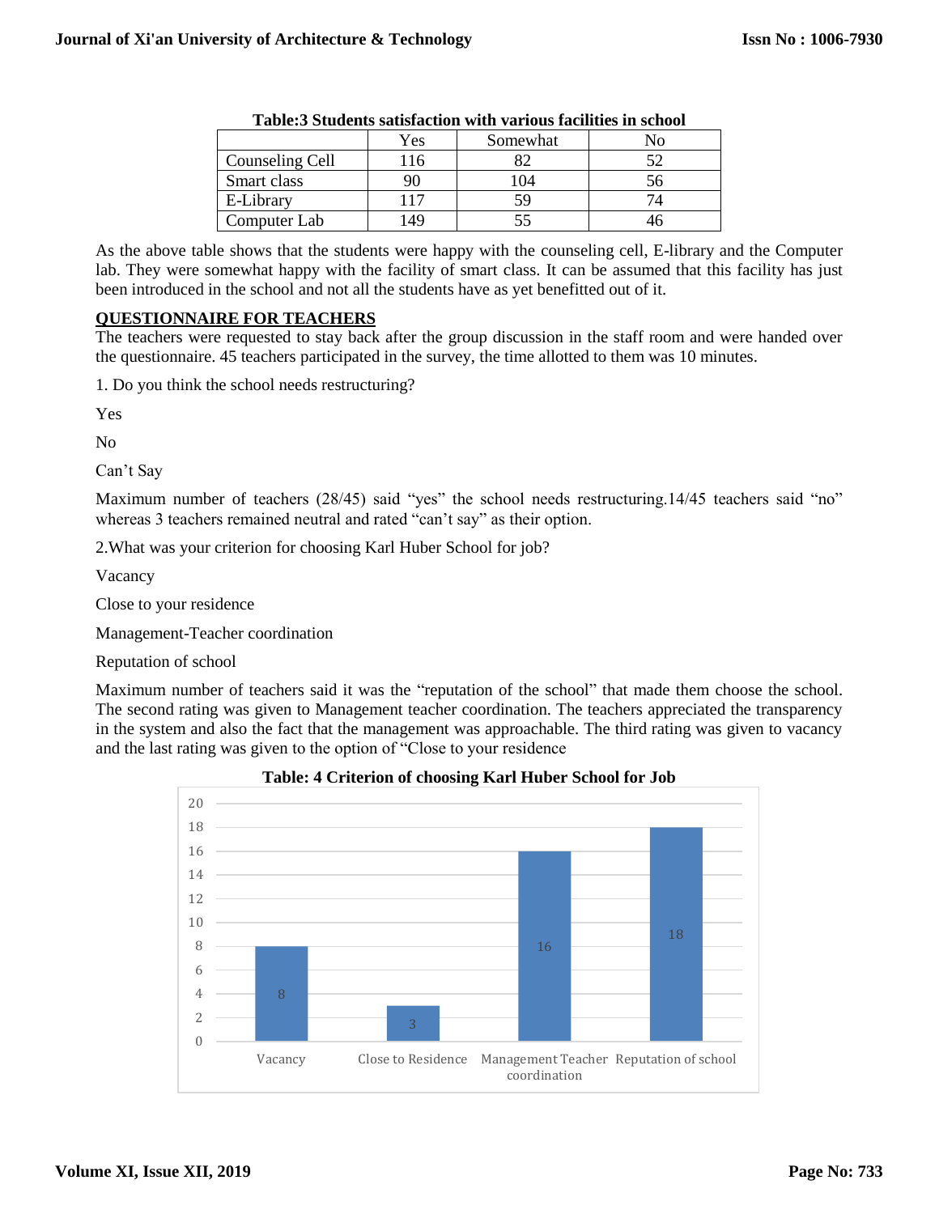**Table:3 Students satisfaction with various facilities in school**

| | Yes | Somewhat | No |
|---|---|---|---|
| Counseling Cell | 116 | 82 | 52 |
| Smart class | 90 | 104 | 56 |
| E-Library | 117 | 59 | 74 |
| Computer Lab | 149 | 55 | 46 |

As the above table shows that the students were happy with the counseling cell, E-library and the Computer lab. They were somewhat happy with the facility of smart class. It can be assumed that this facility has just been introduced in the school and not all the students have as yet benefitted out of it.

## QUESTIONNAIRE FOR TEACHERS

The teachers were requested to stay back after the group discussion in the staff room and were handed over the questionnaire. 45 teachers participated in the survey, the time allotted to them was 10 minutes.

1. Do you think the school needs restructuring?

Yes

No

Can't Say

Maximum number of teachers (28/45) said "yes" the school needs restructuring.14/45 teachers said "no" whereas 3 teachers remained neutral and rated "can't say" as their option.

2.What was your criterion for choosing Karl Huber School for job?

Vacancy

Close to your residence

Management-Teacher coordination

Reputation of school

Maximum number of teachers said it was the "reputation of the school" that made them choose the school. The second rating was given to Management teacher coordination. The teachers appreciated the transparency in the system and also the fact that the management was approachable. The third rating was given to vacancy and the last rating was given to the option of "Close to your residence

**Table: 4 Criterion of choosing Karl Huber School for Job**

| Criterion | Number of teachers |
|---|---|
| Vacancy | 8 |
| Close to Residence | 3 |
| Management Teacher coordination | 16 |
| Reputation of school | 18 |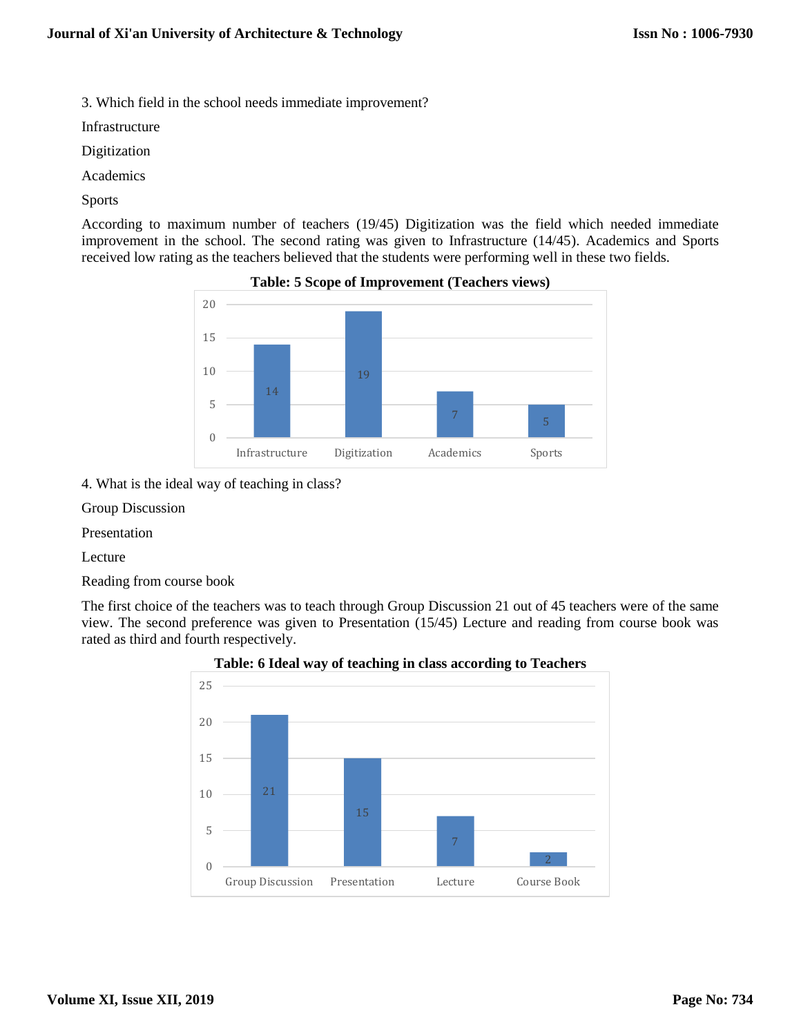3. Which field in the school needs immediate improvement?

Infrastructure

Digitization

Academics

Sports

According to maximum number of teachers (19/45) Digitization was the field which needed immediate improvement in the school. The second rating was given to Infrastructure (14/45). Academics and Sports received low rating as the teachers believed that the students were performing well in these two fields.

**Table: 5 Scope of Improvement (Teachers views)**

| Infrastructure | Digitization | Academics | Sports |
|---|---|---|---|
| 14 | 19 | 7 | 5 |

4. What is the ideal way of teaching in class?

Group Discussion

Presentation

Lecture

Reading from course book

The first choice of the teachers was to teach through Group Discussion 21 out of 45 teachers were of the same view. The second preference was given to Presentation (15/45) Lecture and reading from course book was rated as third and fourth respectively.

**Table: 6 Ideal way of teaching in class according to Teachers**

| Group Discussion | Presentation | Lecture | Course Book |
|---|---|---|---|
| 21 | 15 | 7 | 2 |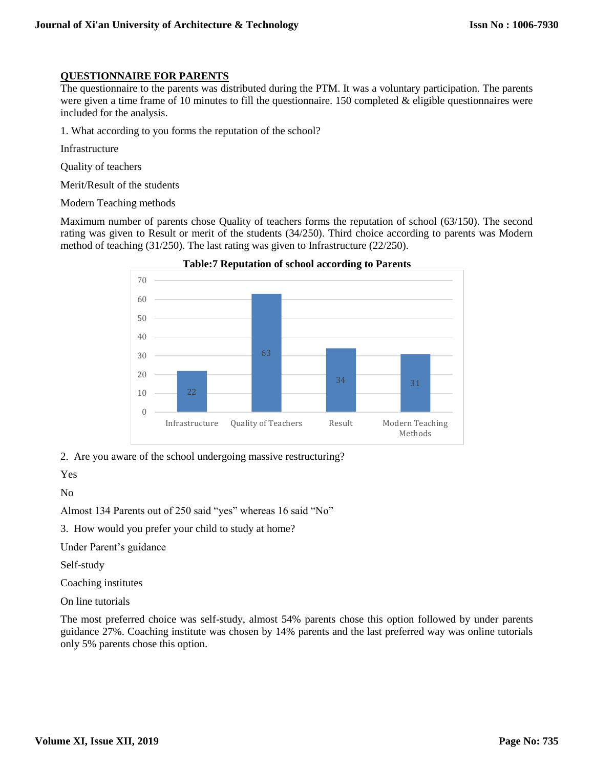## QUESTIONNAIRE FOR PARENTS

The questionnaire to the parents was distributed during the PTM. It was a voluntary participation. The parents were given a time frame of 10 minutes to fill the questionnaire. 150 completed & eligible questionnaires were included for the analysis.

1. What according to you forms the reputation of the school?

Infrastructure

Quality of teachers

Merit/Result of the students

Modern Teaching methods

Maximum number of parents chose Quality of teachers forms the reputation of school (63/150). The second rating was given to Result or merit of the students (34/250). Third choice according to parents was Modern method of teaching (31/250). The last rating was given to Infrastructure (22/250).

**Table:7 Reputation of school according to Parents**

| Infrastructure | Quality of Teachers | Result | Modern Teaching Methods |
|---|---|---|---|
| 22 | 63 | 34 | 31 |

2. Are you aware of the school undergoing massive restructuring?

Yes

No

Almost 134 Parents out of 250 said "yes" whereas 16 said "No"

3. How would you prefer your child to study at home?

Under Parent's guidance

Self-study

Coaching institutes

On line tutorials

The most preferred choice was self-study, almost 54% parents chose this option followed by under parents guidance 27%. Coaching institute was chosen by 14% parents and the last preferred way was online tutorials only 5% parents chose this option.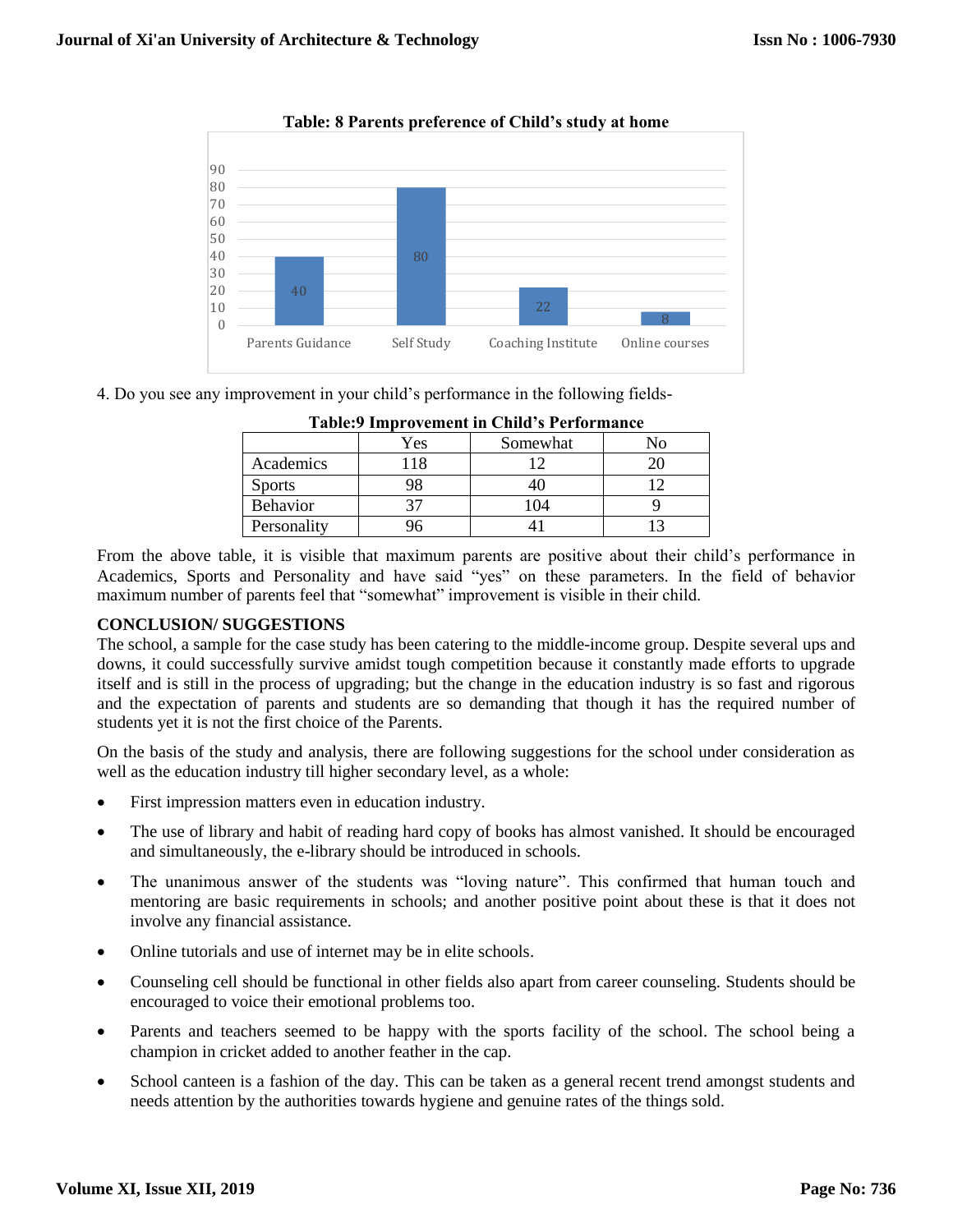**Table: 8 Parents preference of Child's study at home**

| Parents Guidance | Self Study | Coaching Institute | Online courses |
|---|---|---|---|
| 40 | 80 | 22 | 8 |

4. Do you see any improvement in your child's performance in the following fields-

**Table:9 Improvement in Child's Performance**

| | Yes | Somewhat | No |
|---|---|---|---|
| Academics | 118 | 12 | 20 |
| Sports | 98 | 40 | 12 |
| Behavior | 37 | 104 | 9 |
| Personality | 96 | 41 | 13 |

From the above table, it is visible that maximum parents are positive about their child's performance in Academics, Sports and Personality and have said "yes" on these parameters. In the field of behavior maximum number of parents feel that "somewhat" improvement is visible in their child.

## CONCLUSION/ SUGGESTIONS

The school, a sample for the case study has been catering to the middle-income group. Despite several ups and downs, it could successfully survive amidst tough competition because it constantly made efforts to upgrade itself and is still in the process of upgrading; but the change in the education industry is so fast and rigorous and the expectation of parents and students are so demanding that though it has the required number of students yet it is not the first choice of the Parents.

On the basis of the study and analysis, there are following suggestions for the school under consideration as well as the education industry till higher secondary level, as a whole:

- First impression matters even in education industry.
- The use of library and habit of reading hard copy of books has almost vanished. It should be encouraged and simultaneously, the e-library should be introduced in schools.
- The unanimous answer of the students was "loving nature". This confirmed that human touch and mentoring are basic requirements in schools; and another positive point about these is that it does not involve any financial assistance.
- Online tutorials and use of internet may be in elite schools.
- Counseling cell should be functional in other fields also apart from career counseling. Students should be encouraged to voice their emotional problems too.
- Parents and teachers seemed to be happy with the sports facility of the school. The school being a champion in cricket added to another feather in the cap.
- School canteen is a fashion of the day. This can be taken as a general recent trend amongst students and needs attention by the authorities towards hygiene and genuine rates of the things sold.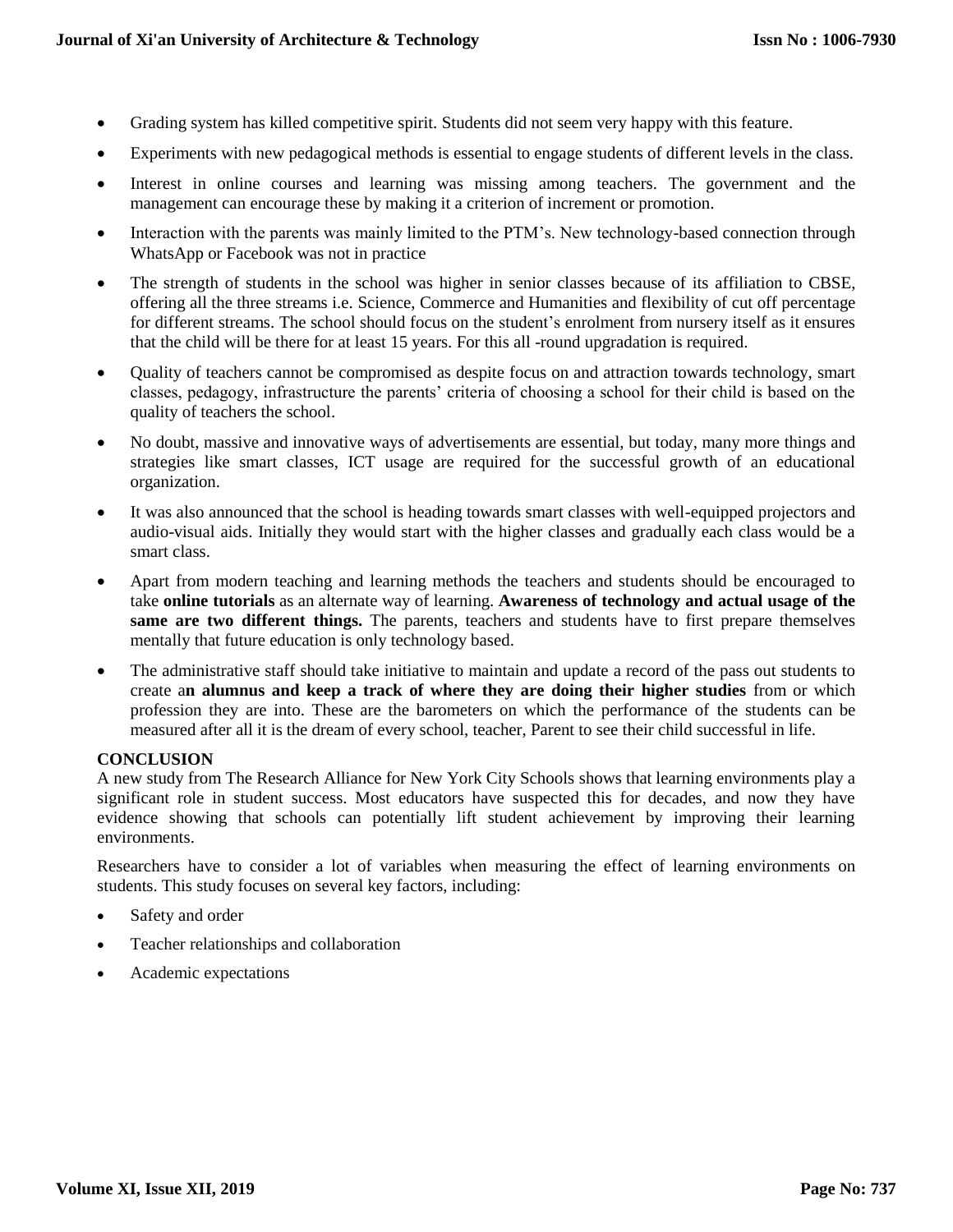- Grading system has killed competitive spirit. Students did not seem very happy with this feature.
- Experiments with new pedagogical methods is essential to engage students of different levels in the class.
- Interest in online courses and learning was missing among teachers. The government and the management can encourage these by making it a criterion of increment or promotion.
- Interaction with the parents was mainly limited to the PTM's. New technology-based connection through WhatsApp or Facebook was not in practice
- The strength of students in the school was higher in senior classes because of its affiliation to CBSE, offering all the three streams i.e. Science, Commerce and Humanities and flexibility of cut off percentage for different streams. The school should focus on the student's enrolment from nursery itself as it ensures that the child will be there for at least 15 years. For this all -round upgradation is required.
- Quality of teachers cannot be compromised as despite focus on and attraction towards technology, smart classes, pedagogy, infrastructure the parents' criteria of choosing a school for their child is based on the quality of teachers the school.
- No doubt, massive and innovative ways of advertisements are essential, but today, many more things and strategies like smart classes, ICT usage are required for the successful growth of an educational organization.
- It was also announced that the school is heading towards smart classes with well-equipped projectors and audio-visual aids. Initially they would start with the higher classes and gradually each class would be a smart class.
- Apart from modern teaching and learning methods the teachers and students should be encouraged to take **online tutorials** as an alternate way of learning. **Awareness of technology and actual usage of the same are two different things.** The parents, teachers and students have to first prepare themselves mentally that future education is only technology based.
- The administrative staff should take initiative to maintain and update a record of the pass out students to create a**n alumnus and keep a track of where they are doing their higher studies** from or which profession they are into. These are the barometers on which the performance of the students can be measured after all it is the dream of every school, teacher, Parent to see their child successful in life.

## CONCLUSION

A new study from The Research Alliance for New York City Schools shows that learning environments play a significant role in student success. Most educators have suspected this for decades, and now they have evidence showing that schools can potentially lift student achievement by improving their learning environments.

Researchers have to consider a lot of variables when measuring the effect of learning environments on students. This study focuses on several key factors, including:

- Safety and order
- Teacher relationships and collaboration
- Academic expectations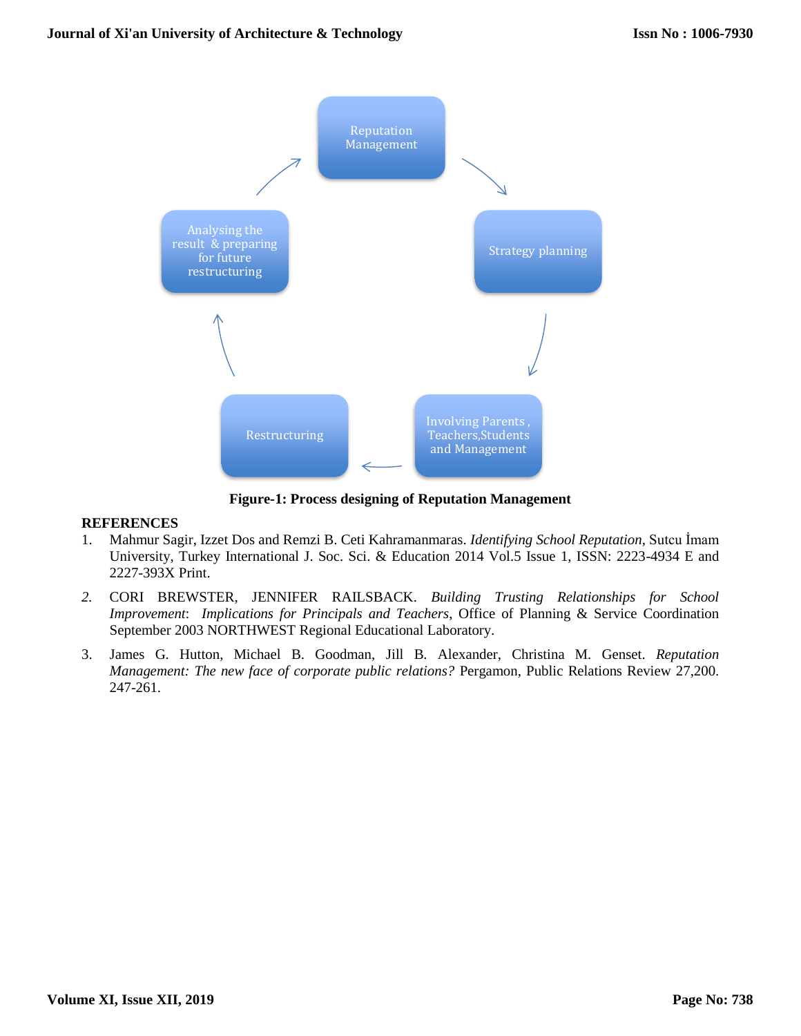Reputation Management

Strategy planning

Involving Parents , Teachers,Students and Management

Restructuring

Analysing the result & preparing for future restructuring

**Figure-1: Process designing of Reputation Management**

## REFERENCES

1. Mahmur Sagir, Izzet Dos and Remzi B. Ceti Kahramanmaras. *Identifying School Reputation*, Sutcu İmam University, Turkey International J. Soc. Sci. & Education 2014 Vol.5 Issue 1, ISSN: 2223-4934 E and 2227-393X Print.
2. CORI BREWSTER, JENNIFER RAILSBACK. *Building Trusting Relationships for School Improvement*: *Implications for Principals and Teachers*, Office of Planning & Service Coordination September 2003 NORTHWEST Regional Educational Laboratory.
3. James G. Hutton, Michael B. Goodman, Jill B. Alexander, Christina M. Genset. *Reputation Management: The new face of corporate public relations?* Pergamon, Public Relations Review 27,200. 247-261.